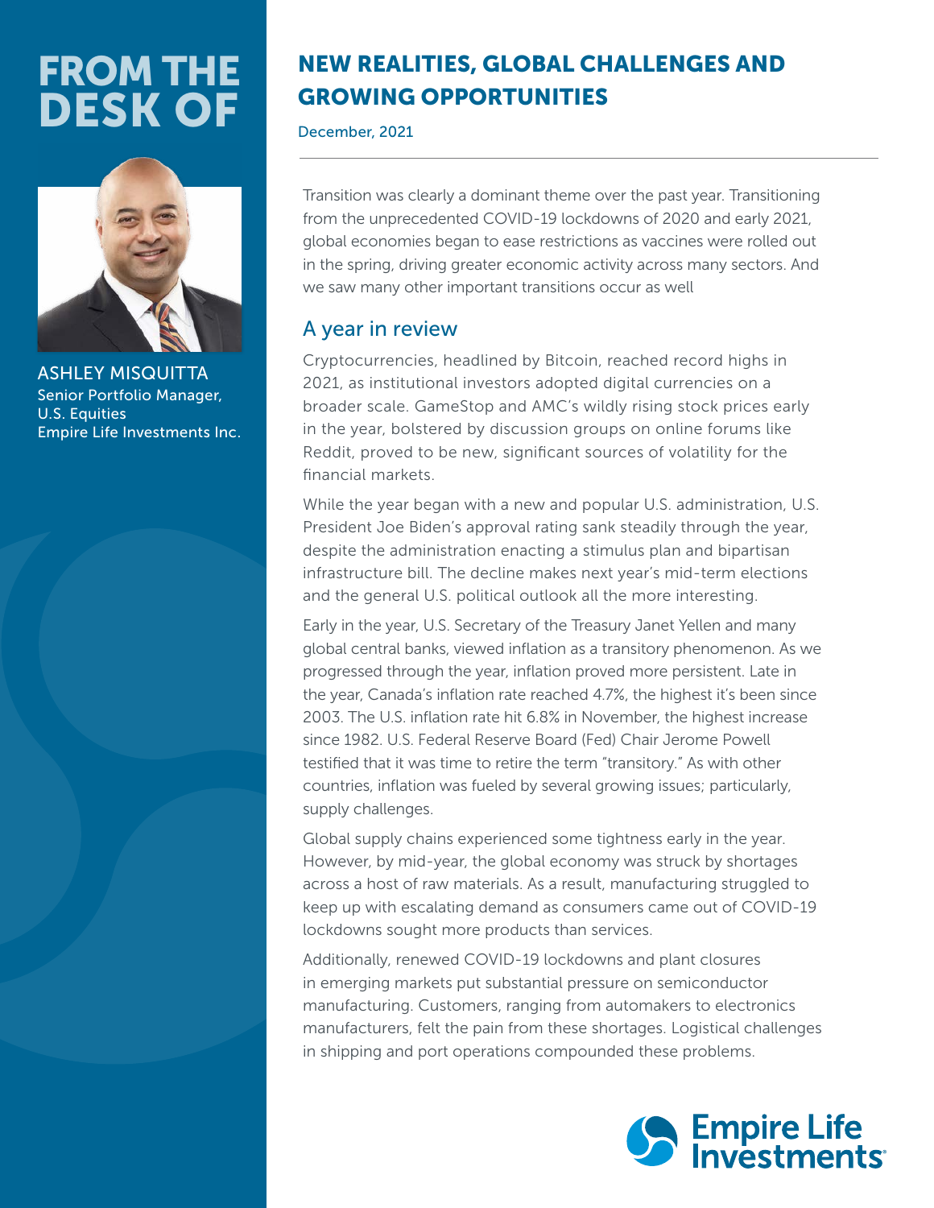# FROM THE DESK OF

ASHLEY MISQUITTA
Senior Portfolio Manager, U.S. Equities
Empire Life Investments Inc.

## NEW REALITIES, GLOBAL CHALLENGES AND GROWING OPPORTUNITIES

December, 2021

Transition was clearly a dominant theme over the past year. Transitioning from the unprecedented COVID-19 lockdowns of 2020 and early 2021, global economies began to ease restrictions as vaccines were rolled out in the spring, driving greater economic activity across many sectors. And we saw many other important transitions occur as well

### A year in review

Cryptocurrencies, headlined by Bitcoin, reached record highs in 2021, as institutional investors adopted digital currencies on a broader scale. GameStop and AMC's wildly rising stock prices early in the year, bolstered by discussion groups on online forums like Reddit, proved to be new, significant sources of volatility for the financial markets.

While the year began with a new and popular U.S. administration, U.S. President Joe Biden's approval rating sank steadily through the year, despite the administration enacting a stimulus plan and bipartisan infrastructure bill. The decline makes next year's mid-term elections and the general U.S. political outlook all the more interesting.

Early in the year, U.S. Secretary of the Treasury Janet Yellen and many global central banks, viewed inflation as a transitory phenomenon. As we progressed through the year, inflation proved more persistent. Late in the year, Canada's inflation rate reached 4.7%, the highest it's been since 2003. The U.S. inflation rate hit 6.8% in November, the highest increase since 1982. U.S. Federal Reserve Board (Fed) Chair Jerome Powell testified that it was time to retire the term "transitory." As with other countries, inflation was fueled by several growing issues; particularly, supply challenges.

Global supply chains experienced some tightness early in the year. However, by mid-year, the global economy was struck by shortages across a host of raw materials. As a result, manufacturing struggled to keep up with escalating demand as consumers came out of COVID-19 lockdowns sought more products than services.

Additionally, renewed COVID-19 lockdowns and plant closures in emerging markets put substantial pressure on semiconductor manufacturing. Customers, ranging from automakers to electronics manufacturers, felt the pain from these shortages. Logistical challenges in shipping and port operations compounded these problems.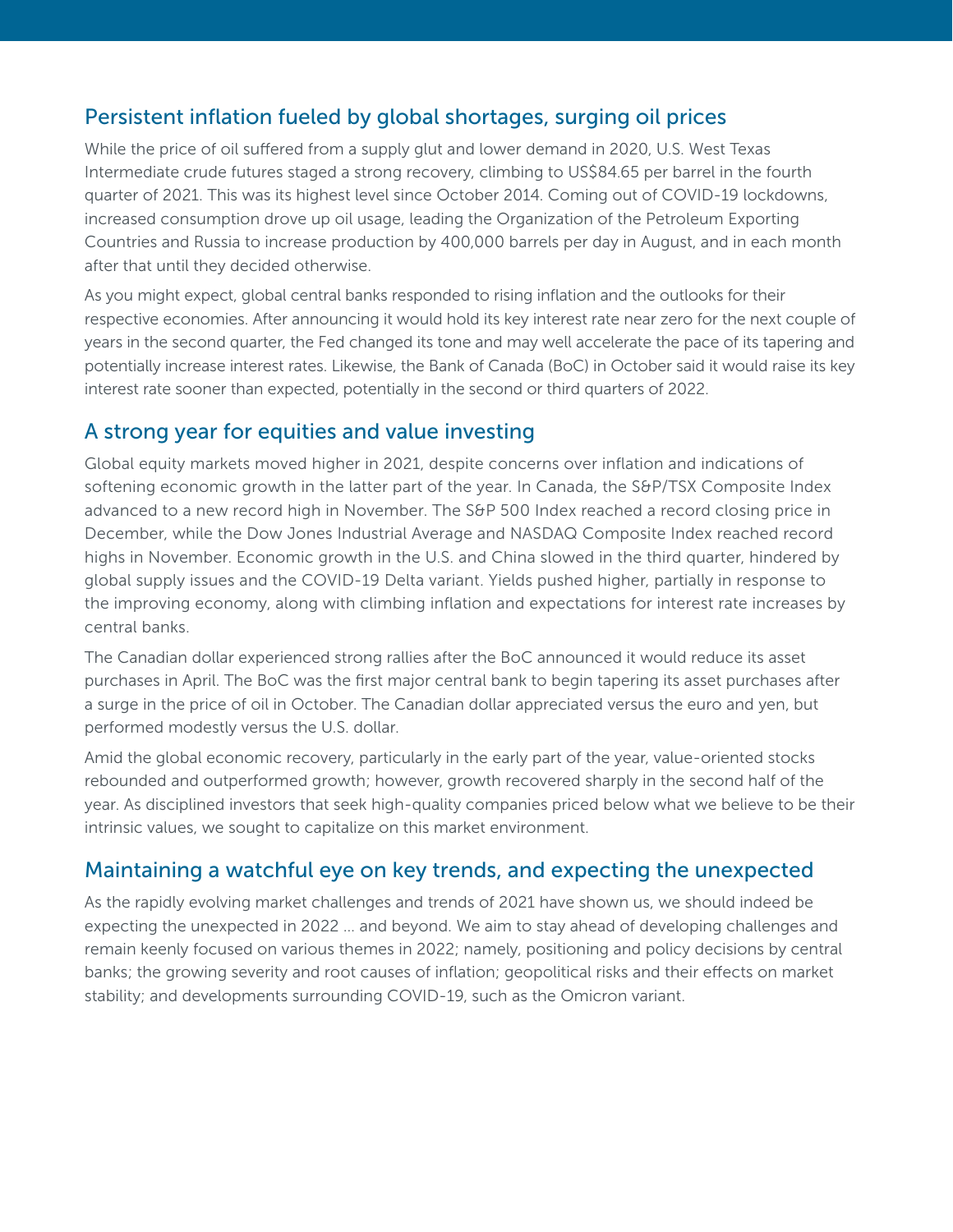## Persistent inflation fueled by global shortages, surging oil prices

While the price of oil suffered from a supply glut and lower demand in 2020, U.S. West Texas Intermediate crude futures staged a strong recovery, climbing to US$84.65 per barrel in the fourth quarter of 2021. This was its highest level since October 2014. Coming out of COVID-19 lockdowns, increased consumption drove up oil usage, leading the Organization of the Petroleum Exporting Countries and Russia to increase production by 400,000 barrels per day in August, and in each month after that until they decided otherwise.

As you might expect, global central banks responded to rising inflation and the outlooks for their respective economies. After announcing it would hold its key interest rate near zero for the next couple of years in the second quarter, the Fed changed its tone and may well accelerate the pace of its tapering and potentially increase interest rates. Likewise, the Bank of Canada (BoC) in October said it would raise its key interest rate sooner than expected, potentially in the second or third quarters of 2022.

## A strong year for equities and value investing

Global equity markets moved higher in 2021, despite concerns over inflation and indications of softening economic growth in the latter part of the year. In Canada, the S&P/TSX Composite Index advanced to a new record high in November. The S&P 500 Index reached a record closing price in December, while the Dow Jones Industrial Average and NASDAQ Composite Index reached record highs in November. Economic growth in the U.S. and China slowed in the third quarter, hindered by global supply issues and the COVID-19 Delta variant. Yields pushed higher, partially in response to the improving economy, along with climbing inflation and expectations for interest rate increases by central banks.

The Canadian dollar experienced strong rallies after the BoC announced it would reduce its asset purchases in April. The BoC was the first major central bank to begin tapering its asset purchases after a surge in the price of oil in October. The Canadian dollar appreciated versus the euro and yen, but performed modestly versus the U.S. dollar.

Amid the global economic recovery, particularly in the early part of the year, value-oriented stocks rebounded and outperformed growth; however, growth recovered sharply in the second half of the year. As disciplined investors that seek high-quality companies priced below what we believe to be their intrinsic values, we sought to capitalize on this market environment.

## Maintaining a watchful eye on key trends, and expecting the unexpected

As the rapidly evolving market challenges and trends of 2021 have shown us, we should indeed be expecting the unexpected in 2022 ... and beyond. We aim to stay ahead of developing challenges and remain keenly focused on various themes in 2022; namely, positioning and policy decisions by central banks; the growing severity and root causes of inflation; geopolitical risks and their effects on market stability; and developments surrounding COVID-19, such as the Omicron variant.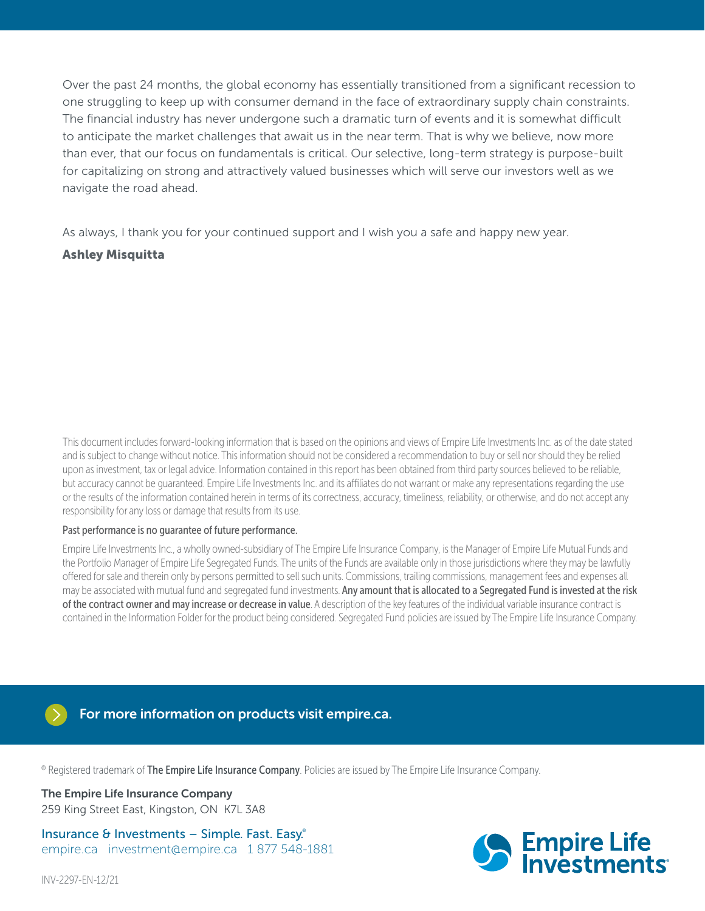Over the past 24 months, the global economy has essentially transitioned from a significant recession to one struggling to keep up with consumer demand in the face of extraordinary supply chain constraints. The financial industry has never undergone such a dramatic turn of events and it is somewhat difficult to anticipate the market challenges that await us in the near term. That is why we believe, now more than ever, that our focus on fundamentals is critical. Our selective, long-term strategy is purpose-built for capitalizing on strong and attractively valued businesses which will serve our investors well as we navigate the road ahead.

As always, I thank you for your continued support and I wish you a safe and happy new year.

**Ashley Misquitta**

This document includes forward-looking information that is based on the opinions and views of Empire Life Investments Inc. as of the date stated and is subject to change without notice. This information should not be considered a recommendation to buy or sell nor should they be relied upon as investment, tax or legal advice. Information contained in this report has been obtained from third party sources believed to be reliable, but accuracy cannot be guaranteed. Empire Life Investments Inc. and its affiliates do not warrant or make any representations regarding the use or the results of the information contained herein in terms of its correctness, accuracy, timeliness, reliability, or otherwise, and do not accept any responsibility for any loss or damage that results from its use.

**Past performance is no guarantee of future performance.**

Empire Life Investments Inc., a wholly owned-subsidiary of The Empire Life Insurance Company, is the Manager of Empire Life Mutual Funds and the Portfolio Manager of Empire Life Segregated Funds. The units of the Funds are available only in those jurisdictions where they may be lawfully offered for sale and therein only by persons permitted to sell such units. Commissions, trailing commissions, management fees and expenses all may be associated with mutual fund and segregated fund investments. **Any amount that is allocated to a Segregated Fund is invested at the risk of the contract owner and may increase or decrease in value**. A description of the key features of the individual variable insurance contract is contained in the Information Folder for the product being considered. Segregated Fund policies are issued by The Empire Life Insurance Company.

For more information on products visit empire.ca.

® Registered trademark of **The Empire Life Insurance Company**. Policies are issued by The Empire Life Insurance Company.

**The Empire Life Insurance Company**
259 King Street East, Kingston, ON K7L 3A8

Insurance & Investments – Simple. Fast. Easy.®
empire.ca investment@empire.ca 1 877 548-1881

Empire Life Investments®

INV-2297-EN-12/21